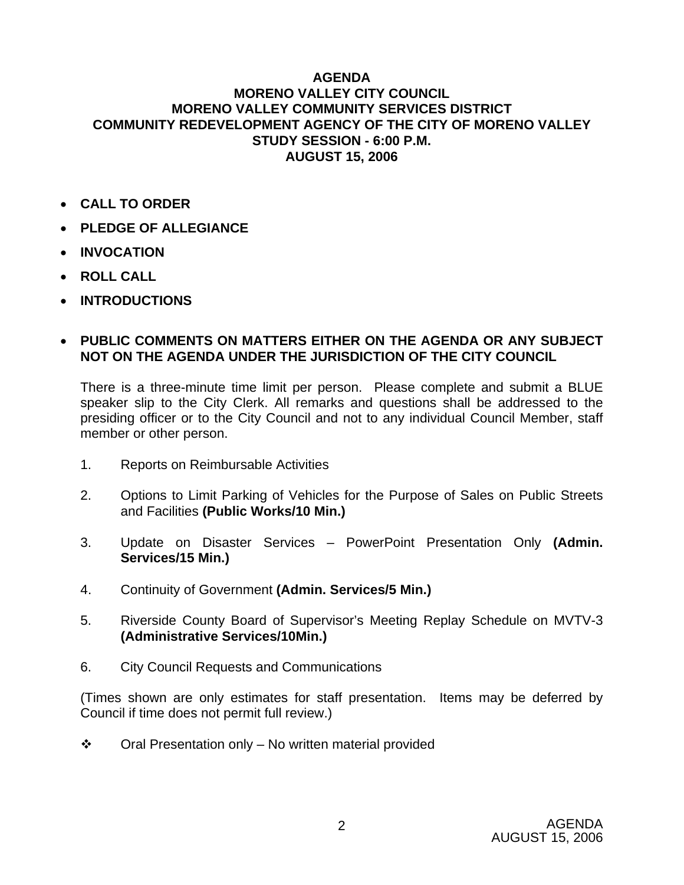# AGENDA
# MORENO VALLEY CITY COUNCIL
# MORENO VALLEY COMMUNITY SERVICES DISTRICT
# COMMUNITY REDEVELOPMENT AGENCY OF THE CITY OF MORENO VALLEY
# STUDY SESSION - 6:00 P.M.
# AUGUST 15, 2006

- **CALL TO ORDER**
- **PLEDGE OF ALLEGIANCE**
- **INVOCATION**
- **ROLL CALL**
- **INTRODUCTIONS**

- **PUBLIC COMMENTS ON MATTERS EITHER ON THE AGENDA OR ANY SUBJECT NOT ON THE AGENDA UNDER THE JURISDICTION OF THE CITY COUNCIL**

  There is a three-minute time limit per person. Please complete and submit a BLUE speaker slip to the City Clerk. All remarks and questions shall be addressed to the presiding officer or to the City Council and not to any individual Council Member, staff member or other person.

1. Reports on Reimbursable Activities
2. Options to Limit Parking of Vehicles for the Purpose of Sales on Public Streets and Facilities **(Public Works/10 Min.)**
3. Update on Disaster Services – PowerPoint Presentation Only **(Admin. Services/15 Min.)**
4. Continuity of Government **(Admin. Services/5 Min.)**
5. Riverside County Board of Supervisor's Meeting Replay Schedule on MVTV-3 **(Administrative Services/10Min.)**
6. City Council Requests and Communications

(Times shown are only estimates for staff presentation. Items may be deferred by Council if time does not permit full review.)

❖ Oral Presentation only – No written material provided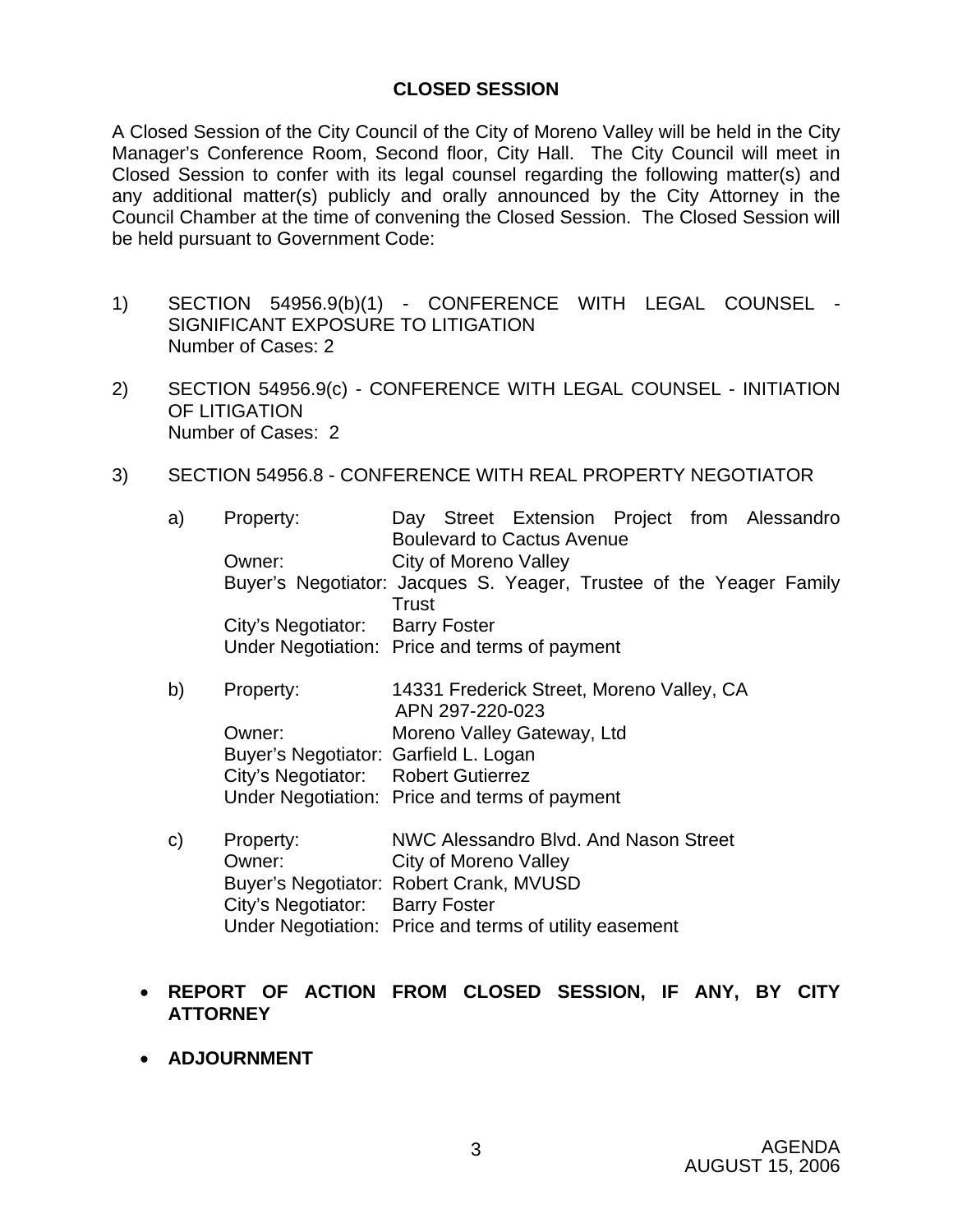## CLOSED SESSION

A Closed Session of the City Council of the City of Moreno Valley will be held in the City Manager's Conference Room, Second floor, City Hall. The City Council will meet in Closed Session to confer with its legal counsel regarding the following matter(s) and any additional matter(s) publicly and orally announced by the City Attorney in the Council Chamber at the time of convening the Closed Session. The Closed Session will be held pursuant to Government Code:

1) SECTION 54956.9(b)(1) - CONFERENCE WITH LEGAL COUNSEL - SIGNIFICANT EXPOSURE TO LITIGATION
   Number of Cases: 2

2) SECTION 54956.9(c) - CONFERENCE WITH LEGAL COUNSEL - INITIATION OF LITIGATION
   Number of Cases: 2

3) SECTION 54956.8 - CONFERENCE WITH REAL PROPERTY NEGOTIATOR

   a) Property: Day Street Extension Project from Alessandro Boulevard to Cactus Avenue
      Owner: City of Moreno Valley
      Buyer's Negotiator: Jacques S. Yeager, Trustee of the Yeager Family Trust
      City's Negotiator: Barry Foster
      Under Negotiation: Price and terms of payment

   b) Property: 14331 Frederick Street, Moreno Valley, CA APN 297-220-023
      Owner: Moreno Valley Gateway, Ltd
      Buyer's Negotiator: Garfield L. Logan
      City's Negotiator: Robert Gutierrez
      Under Negotiation: Price and terms of payment

   c) Property: NWC Alessandro Blvd. And Nason Street
      Owner: City of Moreno Valley
      Buyer's Negotiator: Robert Crank, MVUSD
      City's Negotiator: Barry Foster
      Under Negotiation: Price and terms of utility easement

- **REPORT OF ACTION FROM CLOSED SESSION, IF ANY, BY CITY ATTORNEY**
- **ADJOURNMENT**